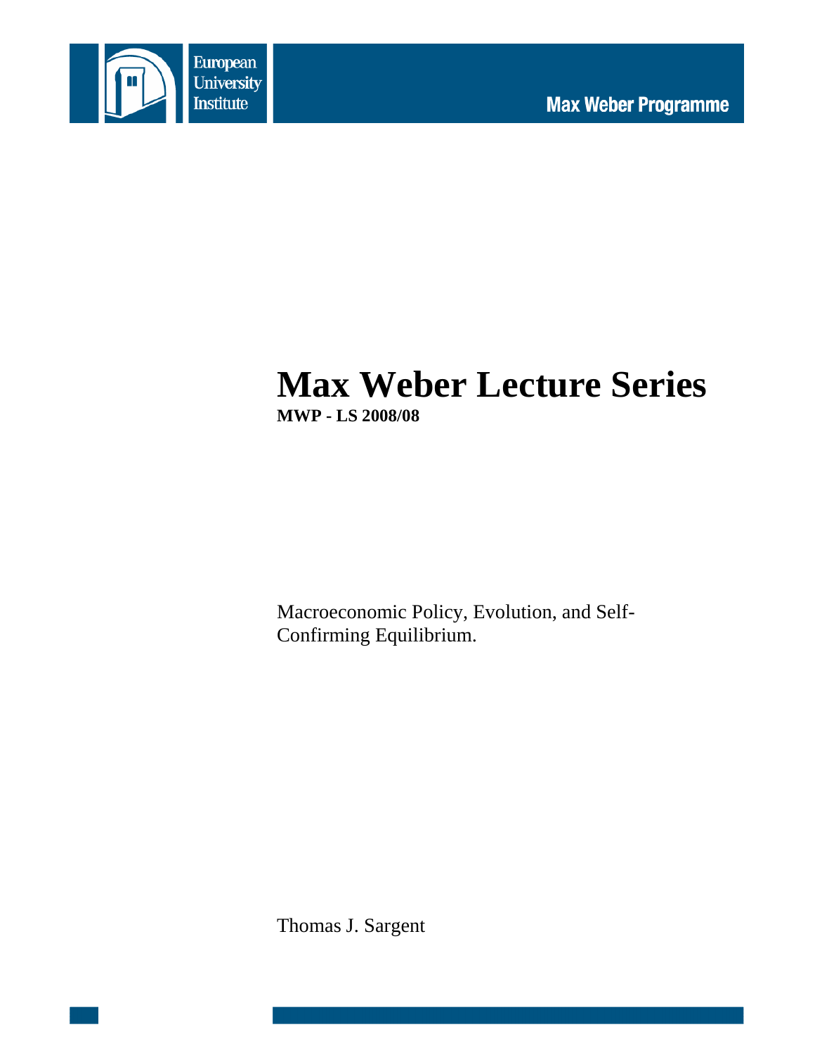European University Institute

Max Weber Programme

# Max Weber Lecture Series

**MWP - LS 2008/08**

Macroeconomic Policy, Evolution, and Self-Confirming Equilibrium.

Thomas J. Sargent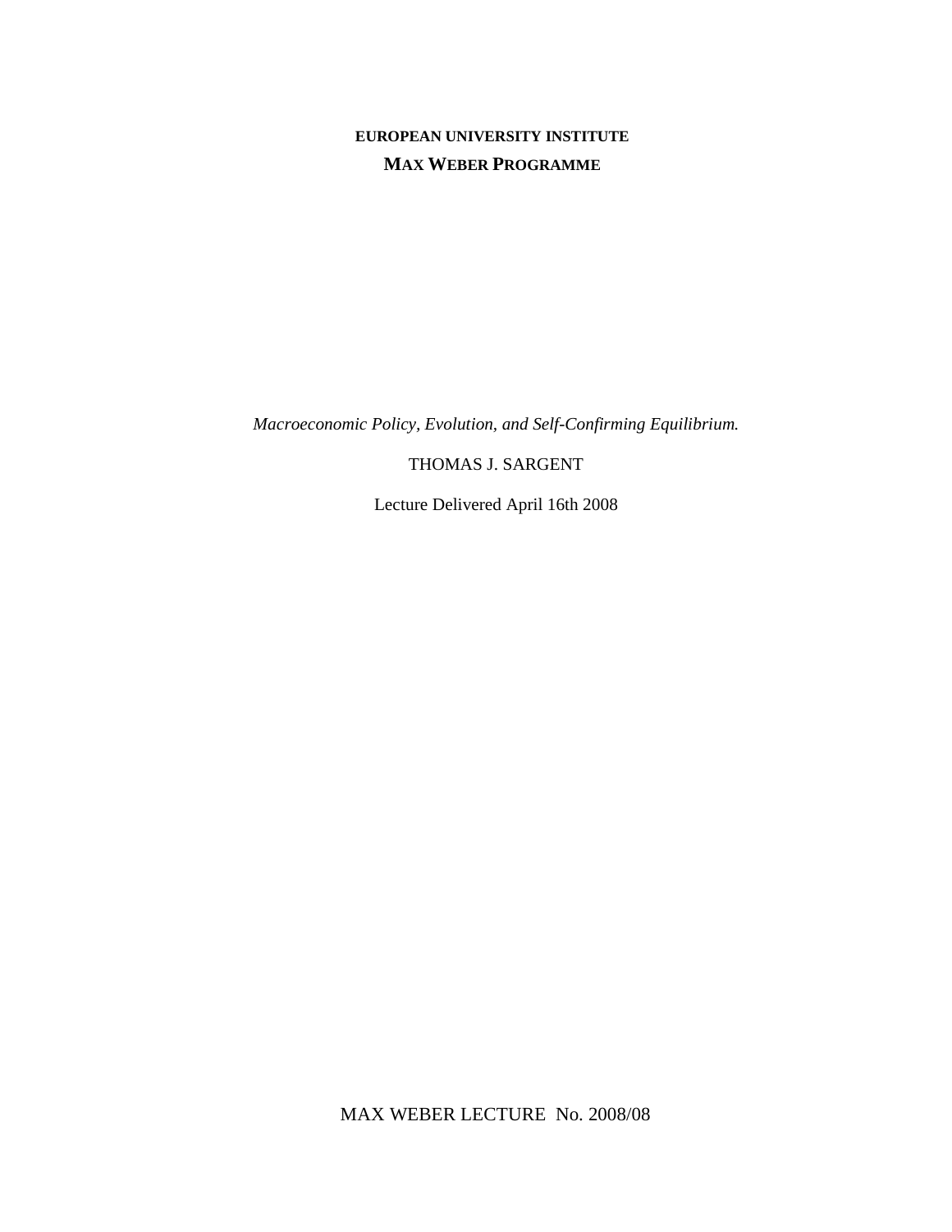**EUROPEAN UNIVERSITY INSTITUTE**

**MAX WEBER PROGRAMME**

*Macroeconomic Policy, Evolution, and Self-Confirming Equilibrium.*

THOMAS J. SARGENT

Lecture Delivered April 16th 2008

MAX WEBER LECTURE No. 2008/08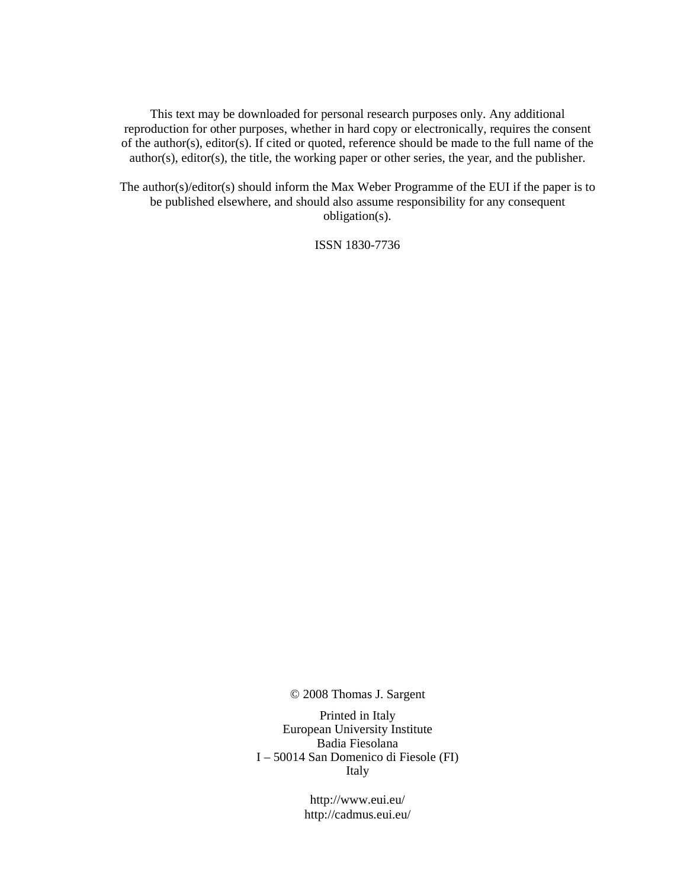This text may be downloaded for personal research purposes only. Any additional reproduction for other purposes, whether in hard copy or electronically, requires the consent of the author(s), editor(s). If cited or quoted, reference should be made to the full name of the author(s), editor(s), the title, the working paper or other series, the year, and the publisher.

The author(s)/editor(s) should inform the Max Weber Programme of the EUI if the paper is to be published elsewhere, and should also assume responsibility for any consequent obligation(s).

ISSN 1830-7736

© 2008 Thomas J. Sargent

Printed in Italy
European University Institute
Badia Fiesolana
I – 50014 San Domenico di Fiesole (FI)
Italy

http://www.eui.eu/
http://cadmus.eui.eu/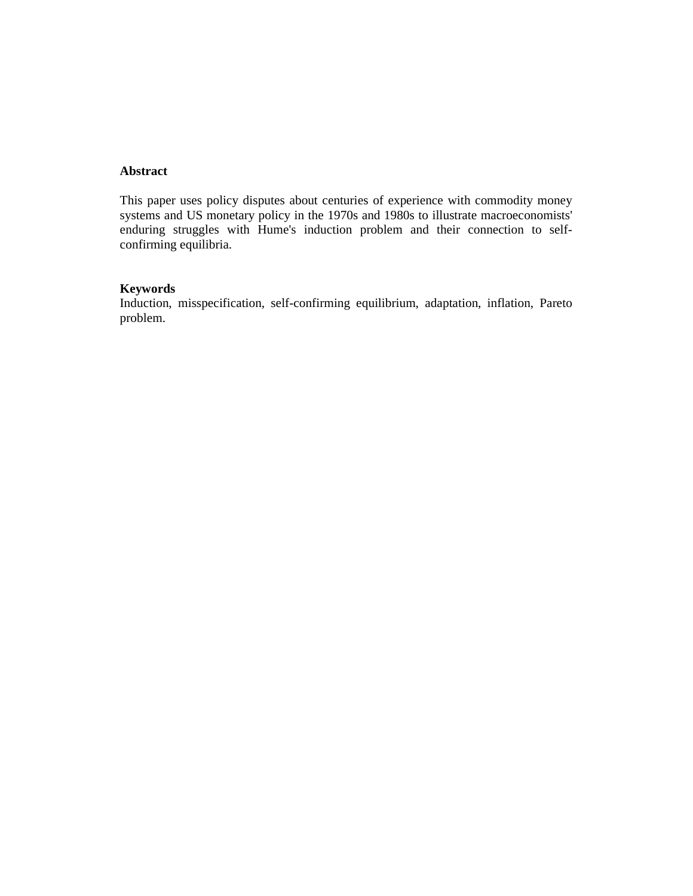**Abstract**

This paper uses policy disputes about centuries of experience with commodity money systems and US monetary policy in the 1970s and 1980s to illustrate macroeconomists' enduring struggles with Hume's induction problem and their connection to self-confirming equilibria.

**Keywords**

Induction, misspecification, self-confirming equilibrium, adaptation, inflation, Pareto problem.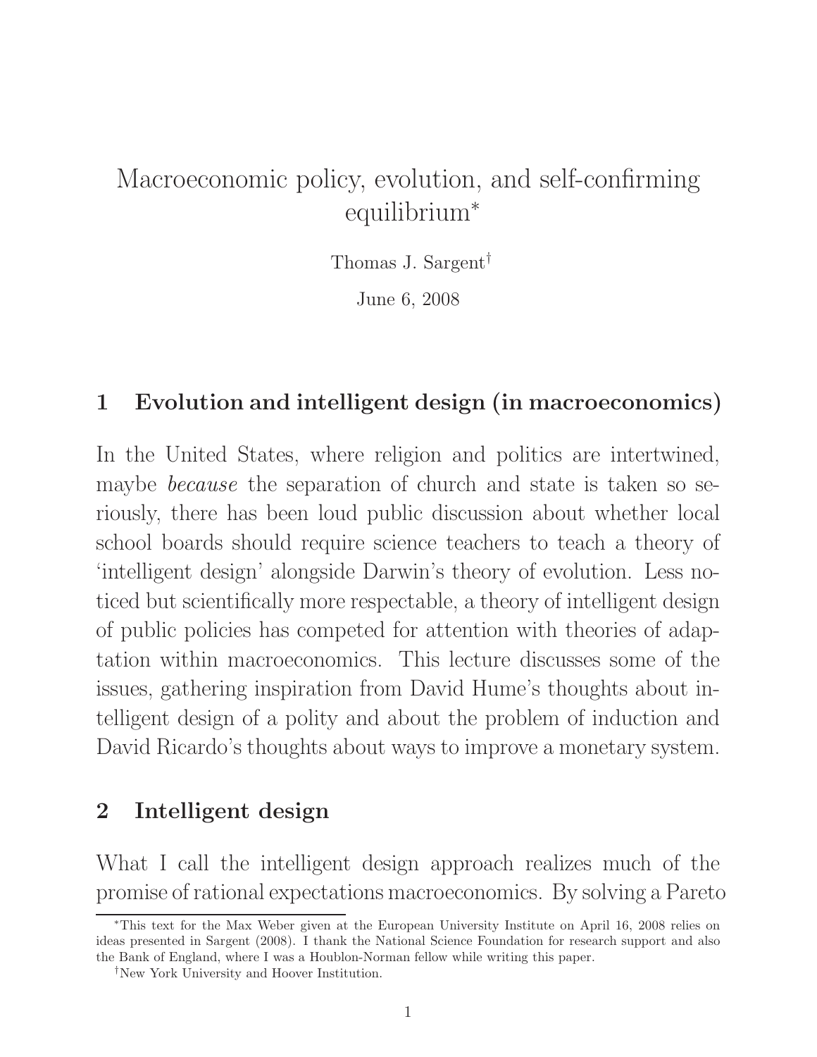# Macroeconomic policy, evolution, and self-confirming equilibrium*

Thomas J. Sargent†

June 6, 2008

## 1 Evolution and intelligent design (in macroeconomics)

In the United States, where religion and politics are intertwined, maybe *because* the separation of church and state is taken so seriously, there has been loud public discussion about whether local school boards should require science teachers to teach a theory of 'intelligent design' alongside Darwin's theory of evolution. Less noticed but scientifically more respectable, a theory of intelligent design of public policies has competed for attention with theories of adaptation within macroeconomics. This lecture discusses some of the issues, gathering inspiration from David Hume's thoughts about intelligent design of a polity and about the problem of induction and David Ricardo's thoughts about ways to improve a monetary system.

## 2 Intelligent design

What I call the intelligent design approach realizes much of the promise of rational expectations macroeconomics. By solving a Pareto

---

*This text for the Max Weber given at the European University Institute on April 16, 2008 relies on ideas presented in Sargent (2008). I thank the National Science Foundation for research support and also the Bank of England, where I was a Houblon-Norman fellow while writing this paper.

†New York University and Hoover Institution.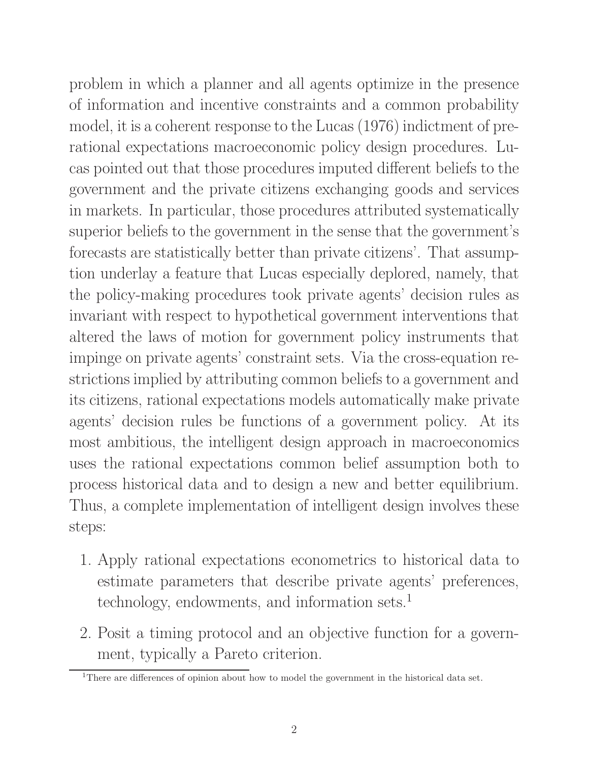problem in which a planner and all agents optimize in the presence of information and incentive constraints and a common probability model, it is a coherent response to the Lucas (1976) indictment of pre-rational expectations macroeconomic policy design procedures. Lucas pointed out that those procedures imputed different beliefs to the government and the private citizens exchanging goods and services in markets. In particular, those procedures attributed systematically superior beliefs to the government in the sense that the government's forecasts are statistically better than private citizens'. That assumption underlay a feature that Lucas especially deplored, namely, that the policy-making procedures took private agents' decision rules as invariant with respect to hypothetical government interventions that altered the laws of motion for government policy instruments that impinge on private agents' constraint sets. Via the cross-equation restrictions implied by attributing common beliefs to a government and its citizens, rational expectations models automatically make private agents' decision rules be functions of a government policy. At its most ambitious, the intelligent design approach in macroeconomics uses the rational expectations common belief assumption both to process historical data and to design a new and better equilibrium. Thus, a complete implementation of intelligent design involves these steps:

1. Apply rational expectations econometrics to historical data to estimate parameters that describe private agents' preferences, technology, endowments, and information sets.[1]

2. Posit a timing protocol and an objective function for a government, typically a Pareto criterion.

[1]There are differences of opinion about how to model the government in the historical data set.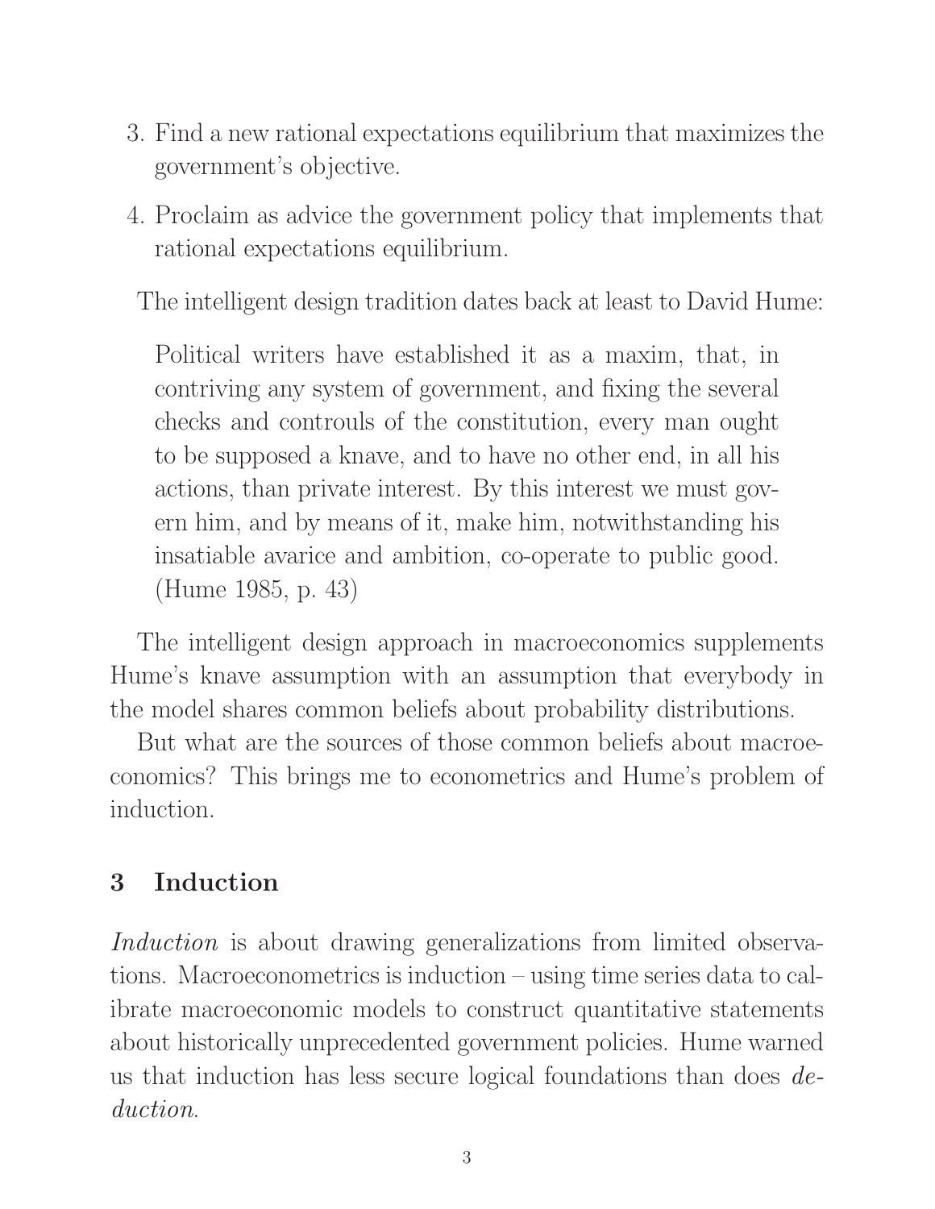3. Find a new rational expectations equilibrium that maximizes the government's objective.
4. Proclaim as advice the government policy that implements that rational expectations equilibrium.

The intelligent design tradition dates back at least to David Hume:

> Political writers have established it as a maxim, that, in contriving any system of government, and fixing the several checks and controuls of the constitution, every man ought to be supposed a knave, and to have no other end, in all his actions, than private interest. By this interest we must govern him, and by means of it, make him, notwithstanding his insatiable avarice and ambition, co-operate to public good. (Hume 1985, p. 43)

The intelligent design approach in macroeconomics supplements Hume's knave assumption with an assumption that everybody in the model shares common beliefs about probability distributions.

But what are the sources of those common beliefs about macroeconomics? This brings me to econometrics and Hume's problem of induction.

## 3 Induction

*Induction* is about drawing generalizations from limited observations. Macroeconometrics is induction – using time series data to calibrate macroeconomic models to construct quantitative statements about historically unprecedented government policies. Hume warned us that induction has less secure logical foundations than does *deduction*.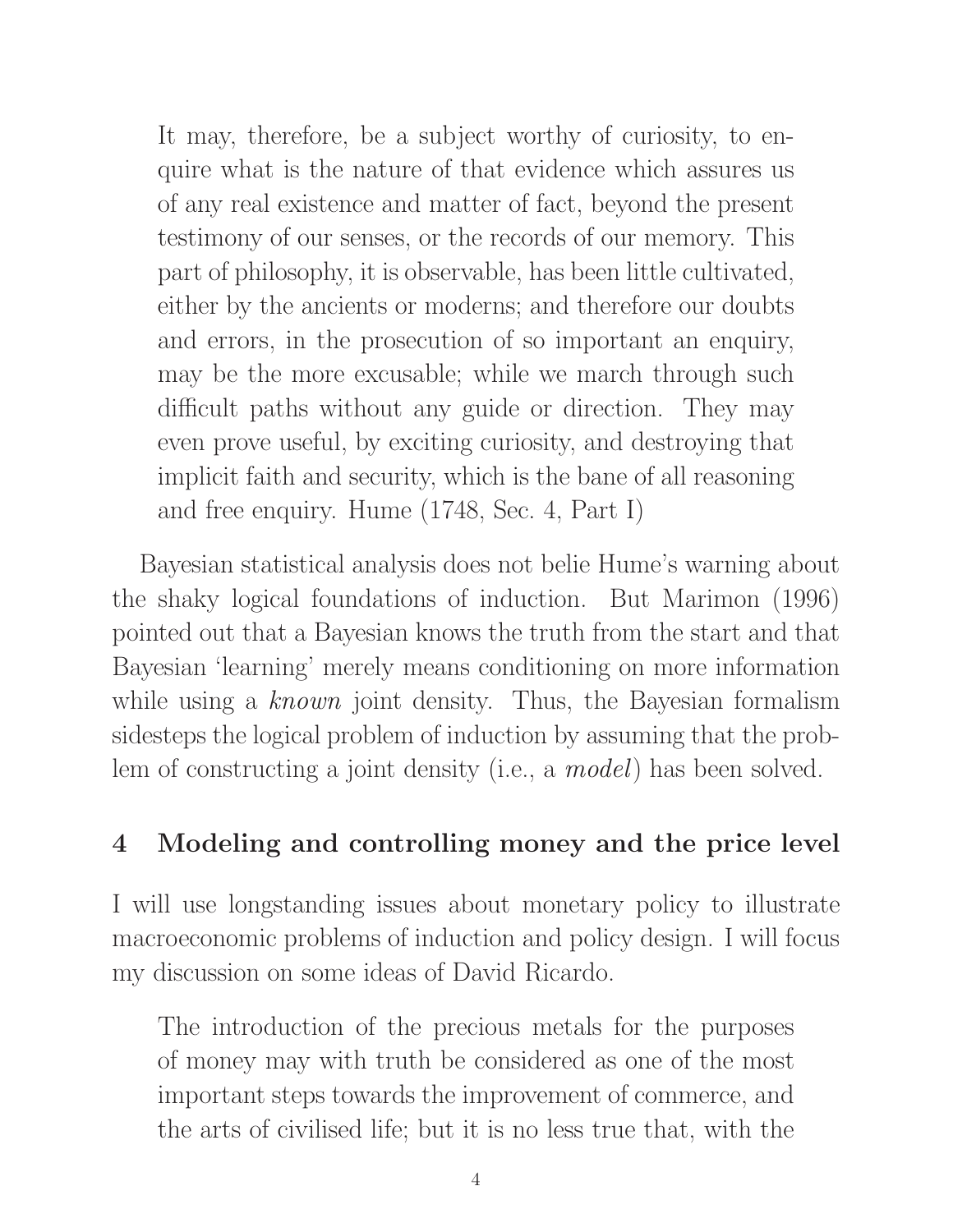> It may, therefore, be a subject worthy of curiosity, to enquire what is the nature of that evidence which assures us of any real existence and matter of fact, beyond the present testimony of our senses, or the records of our memory. This part of philosophy, it is observable, has been little cultivated, either by the ancients or moderns; and therefore our doubts and errors, in the prosecution of so important an enquiry, may be the more excusable; while we march through such difficult paths without any guide or direction. They may even prove useful, by exciting curiosity, and destroying that implicit faith and security, which is the bane of all reasoning and free enquiry. Hume (1748, Sec. 4, Part I)

Bayesian statistical analysis does not belie Hume's warning about the shaky logical foundations of induction. But Marimon (1996) pointed out that a Bayesian knows the truth from the start and that Bayesian 'learning' merely means conditioning on more information while using a *known* joint density. Thus, the Bayesian formalism sidesteps the logical problem of induction by assuming that the problem of constructing a joint density (i.e., a *model*) has been solved.

## 4 Modeling and controlling money and the price level

I will use longstanding issues about monetary policy to illustrate macroeconomic problems of induction and policy design. I will focus my discussion on some ideas of David Ricardo.

> The introduction of the precious metals for the purposes of money may with truth be considered as one of the most important steps towards the improvement of commerce, and the arts of civilised life; but it is no less true that, with the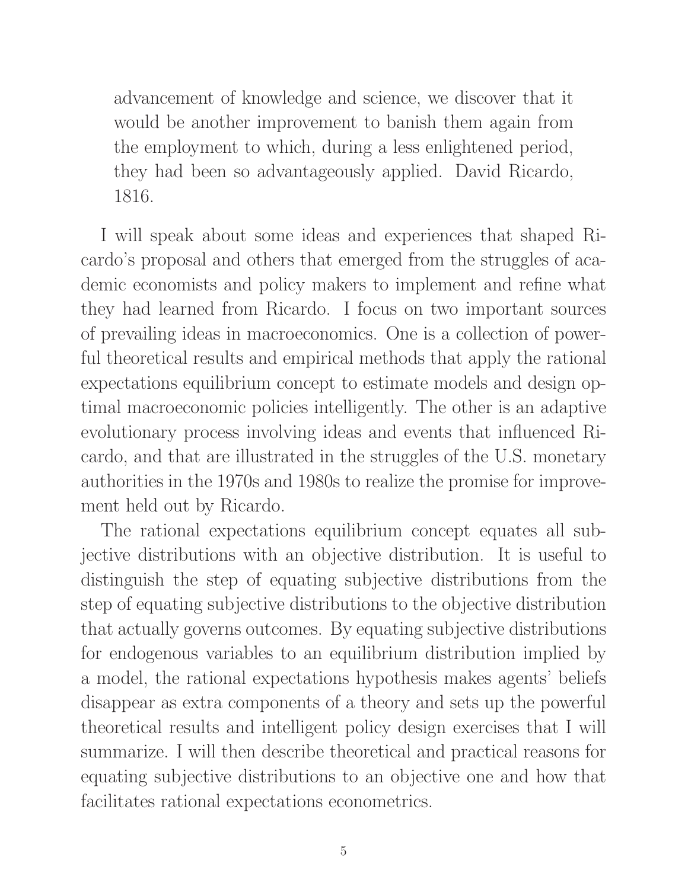> advancement of knowledge and science, we discover that it would be another improvement to banish them again from the employment to which, during a less enlightened period, they had been so advantageously applied. David Ricardo, 1816.

I will speak about some ideas and experiences that shaped Ricardo's proposal and others that emerged from the struggles of academic economists and policy makers to implement and refine what they had learned from Ricardo. I focus on two important sources of prevailing ideas in macroeconomics. One is a collection of powerful theoretical results and empirical methods that apply the rational expectations equilibrium concept to estimate models and design optimal macroeconomic policies intelligently. The other is an adaptive evolutionary process involving ideas and events that influenced Ricardo, and that are illustrated in the struggles of the U.S. monetary authorities in the 1970s and 1980s to realize the promise for improvement held out by Ricardo.

The rational expectations equilibrium concept equates all subjective distributions with an objective distribution. It is useful to distinguish the step of equating subjective distributions from the step of equating subjective distributions to the objective distribution that actually governs outcomes. By equating subjective distributions for endogenous variables to an equilibrium distribution implied by a model, the rational expectations hypothesis makes agents' beliefs disappear as extra components of a theory and sets up the powerful theoretical results and intelligent policy design exercises that I will summarize. I will then describe theoretical and practical reasons for equating subjective distributions to an objective one and how that facilitates rational expectations econometrics.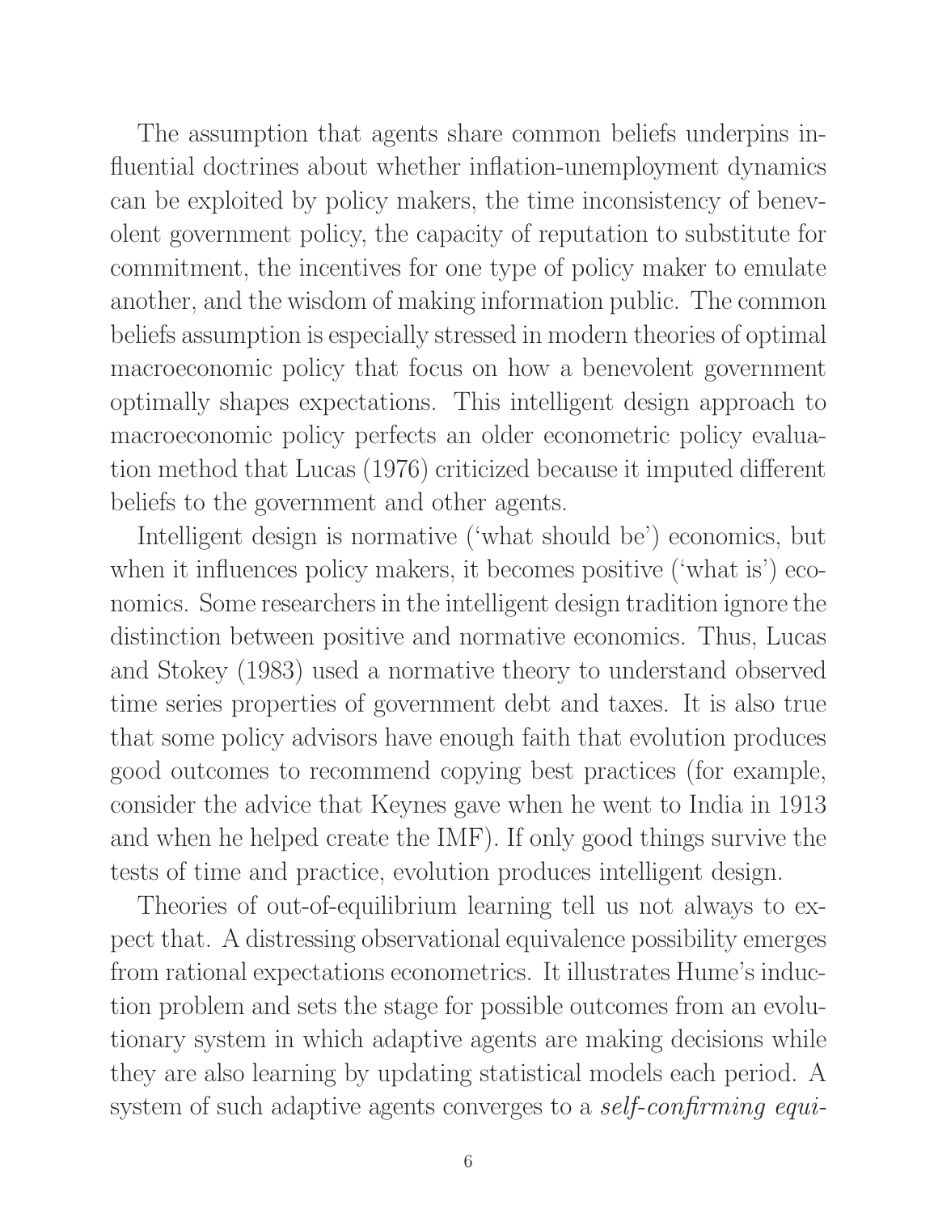The assumption that agents share common beliefs underpins influential doctrines about whether inflation-unemployment dynamics can be exploited by policy makers, the time inconsistency of benevolent government policy, the capacity of reputation to substitute for commitment, the incentives for one type of policy maker to emulate another, and the wisdom of making information public. The common beliefs assumption is especially stressed in modern theories of optimal macroeconomic policy that focus on how a benevolent government optimally shapes expectations. This intelligent design approach to macroeconomic policy perfects an older econometric policy evaluation method that Lucas (1976) criticized because it imputed different beliefs to the government and other agents.

Intelligent design is normative ('what should be') economics, but when it influences policy makers, it becomes positive ('what is') economics. Some researchers in the intelligent design tradition ignore the distinction between positive and normative economics. Thus, Lucas and Stokey (1983) used a normative theory to understand observed time series properties of government debt and taxes. It is also true that some policy advisors have enough faith that evolution produces good outcomes to recommend copying best practices (for example, consider the advice that Keynes gave when he went to India in 1913 and when he helped create the IMF). If only good things survive the tests of time and practice, evolution produces intelligent design.

Theories of out-of-equilibrium learning tell us not always to expect that. A distressing observational equivalence possibility emerges from rational expectations econometrics. It illustrates Hume's induction problem and sets the stage for possible outcomes from an evolutionary system in which adaptive agents are making decisions while they are also learning by updating statistical models each period. A system of such adaptive agents converges to a *self-confirming equi-*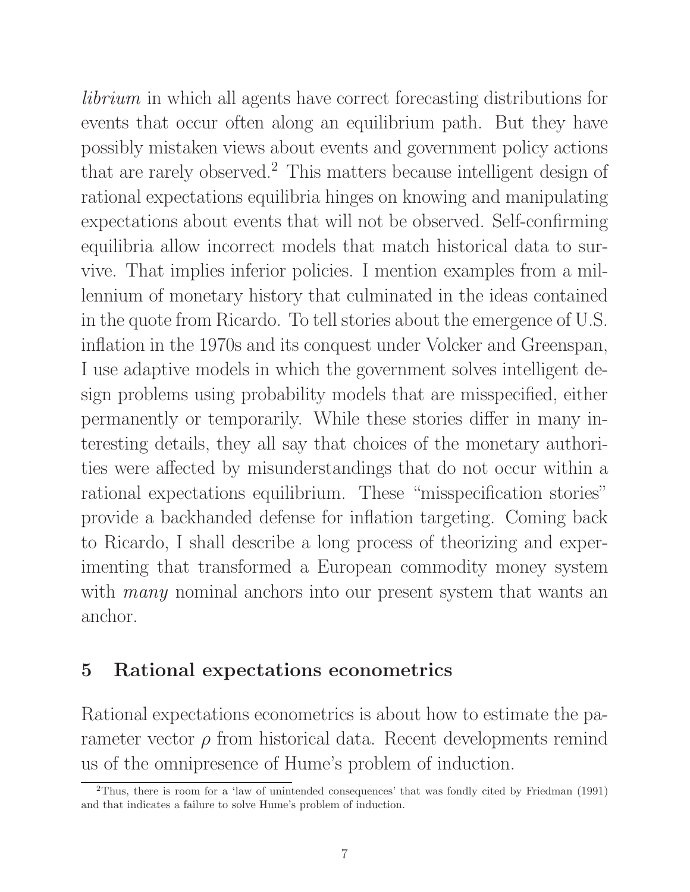*librium* in which all agents have correct forecasting distributions for events that occur often along an equilibrium path. But they have possibly mistaken views about events and government policy actions that are rarely observed.[2] This matters because intelligent design of rational expectations equilibria hinges on knowing and manipulating expectations about events that will not be observed. Self-confirming equilibria allow incorrect models that match historical data to survive. That implies inferior policies. I mention examples from a millennium of monetary history that culminated in the ideas contained in the quote from Ricardo. To tell stories about the emergence of U.S. inflation in the 1970s and its conquest under Volcker and Greenspan, I use adaptive models in which the government solves intelligent design problems using probability models that are misspecified, either permanently or temporarily. While these stories differ in many interesting details, they all say that choices of the monetary authorities were affected by misunderstandings that do not occur within a rational expectations equilibrium. These "misspecification stories" provide a backhanded defense for inflation targeting. Coming back to Ricardo, I shall describe a long process of theorizing and experimenting that transformed a European commodity money system with *many* nominal anchors into our present system that wants an anchor.

## 5 Rational expectations econometrics

Rational expectations econometrics is about how to estimate the parameter vector $\rho$ from historical data. Recent developments remind us of the omnipresence of Hume's problem of induction.

[2]Thus, there is room for a 'law of unintended consequences' that was fondly cited by Friedman (1991) and that indicates a failure to solve Hume's problem of induction.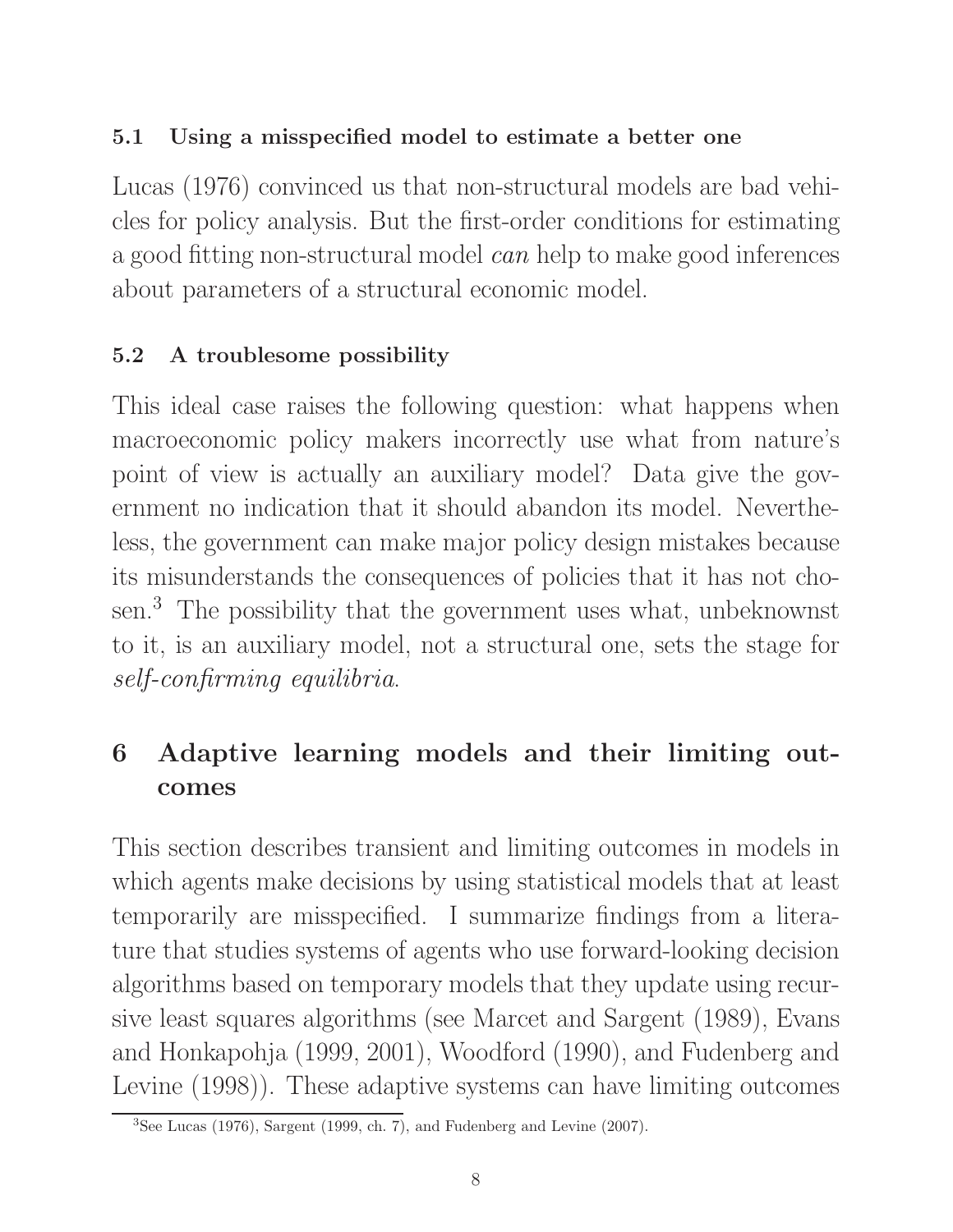### 5.1 Using a misspecified model to estimate a better one

Lucas (1976) convinced us that non-structural models are bad vehicles for policy analysis. But the first-order conditions for estimating a good fitting non-structural model *can* help to make good inferences about parameters of a structural economic model.

### 5.2 A troublesome possibility

This ideal case raises the following question: what happens when macroeconomic policy makers incorrectly use what from nature's point of view is actually an auxiliary model? Data give the government no indication that it should abandon its model. Nevertheless, the government can make major policy design mistakes because its misunderstands the consequences of policies that it has not chosen.[3] The possibility that the government uses what, unbeknownst to it, is an auxiliary model, not a structural one, sets the stage for *self-confirming equilibria*.

## 6 Adaptive learning models and their limiting outcomes

This section describes transient and limiting outcomes in models in which agents make decisions by using statistical models that at least temporarily are misspecified. I summarize findings from a literature that studies systems of agents who use forward-looking decision algorithms based on temporary models that they update using recursive least squares algorithms (see Marcet and Sargent (1989), Evans and Honkapohja (1999, 2001), Woodford (1990), and Fudenberg and Levine (1998)). These adaptive systems can have limiting outcomes

[3] See Lucas (1976), Sargent (1999, ch. 7), and Fudenberg and Levine (2007).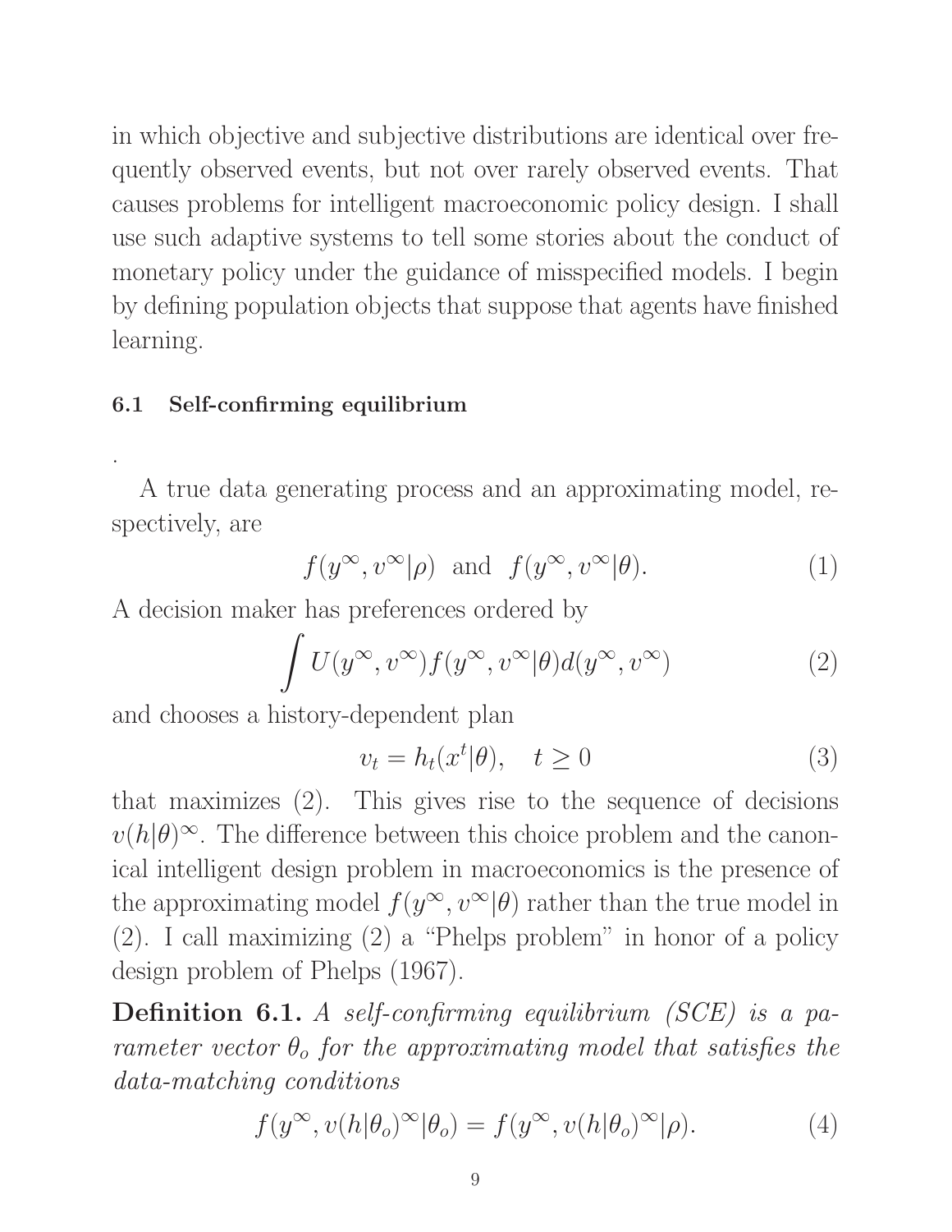in which objective and subjective distributions are identical over frequently observed events, but not over rarely observed events. That causes problems for intelligent macroeconomic policy design. I shall use such adaptive systems to tell some stories about the conduct of monetary policy under the guidance of misspecified models. I begin by defining population objects that suppose that agents have finished learning.

### 6.1 Self-confirming equilibrium

.

A true data generating process and an approximating model, respectively, are

$$f(y^\infty, v^\infty|\rho) \text{ and } f(y^\infty, v^\infty|\theta). \tag{1}$$

A decision maker has preferences ordered by

$$\int U(y^\infty, v^\infty) f(y^\infty, v^\infty|\theta) d(y^\infty, v^\infty) \tag{2}$$

and chooses a history-dependent plan

$$v_t = h_t(x^t|\theta), \quad t \geq 0 \tag{3}$$

that maximizes (2). This gives rise to the sequence of decisions $v(h|\theta)^\infty$. The difference between this choice problem and the canonical intelligent design problem in macroeconomics is the presence of the approximating model $f(y^\infty, v^\infty|\theta)$ rather than the true model in (2). I call maximizing (2) a "Phelps problem" in honor of a policy design problem of Phelps (1967).

**Definition 6.1.** *A self-confirming equilibrium (SCE) is a parameter vector $\theta_o$ for the approximating model that satisfies the data-matching conditions*

$$f(y^\infty, v(h|\theta_o)^\infty|\theta_o) = f(y^\infty, v(h|\theta_o)^\infty|\rho). \tag{4}$$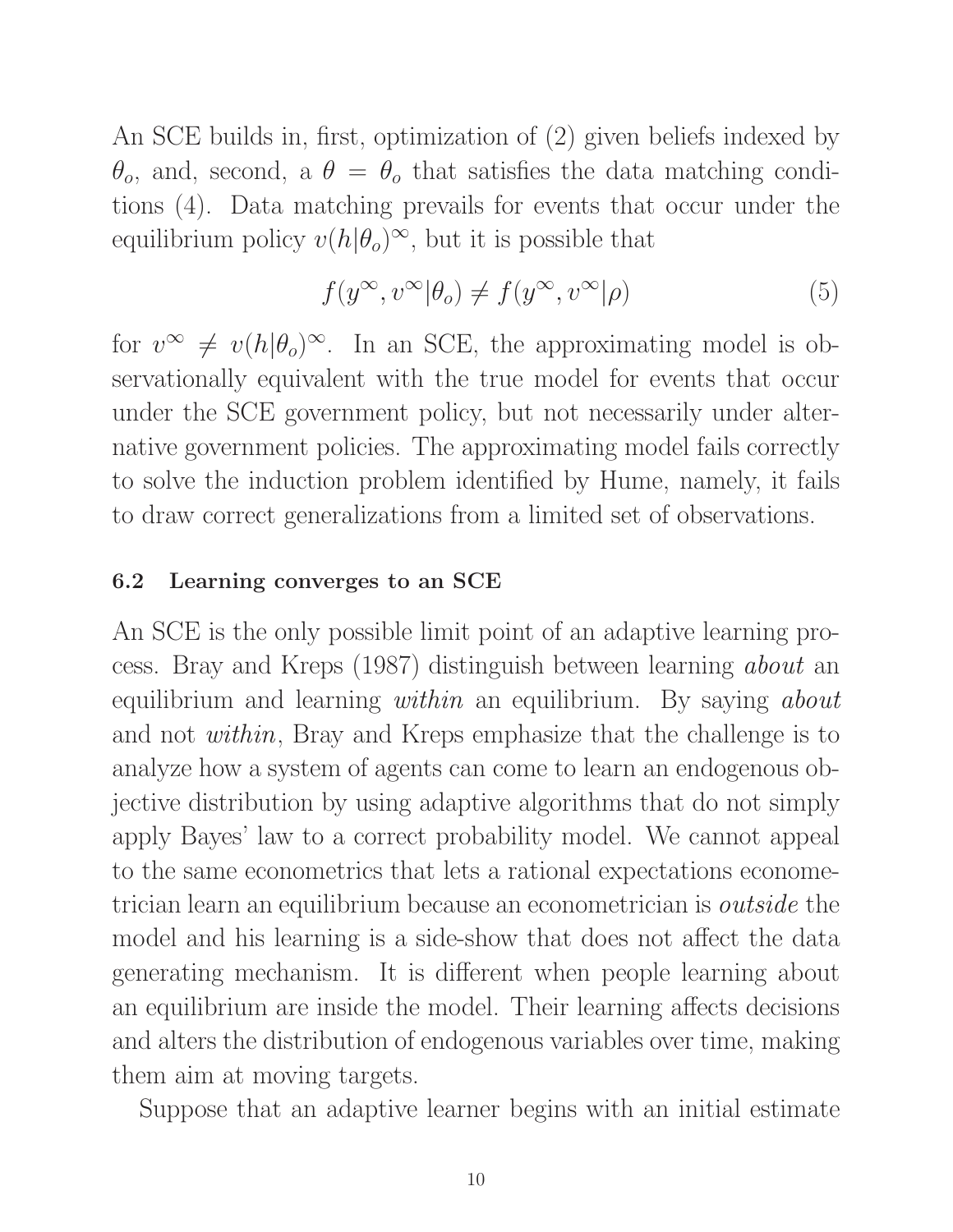An SCE builds in, first, optimization of (2) given beliefs indexed by $\theta_o$, and, second, a $\theta = \theta_o$ that satisfies the data matching conditions (4). Data matching prevails for events that occur under the equilibrium policy $v(h|\theta_o)^\infty$, but it is possible that

$$f(y^\infty, v^\infty|\theta_o) \neq f(y^\infty, v^\infty|\rho) \tag{5}$$

for $v^\infty \neq v(h|\theta_o)^\infty$. In an SCE, the approximating model is observationally equivalent with the true model for events that occur under the SCE government policy, but not necessarily under alternative government policies. The approximating model fails correctly to solve the induction problem identified by Hume, namely, it fails to draw correct generalizations from a limited set of observations.

### 6.2 Learning converges to an SCE

An SCE is the only possible limit point of an adaptive learning process. Bray and Kreps (1987) distinguish between learning *about* an equilibrium and learning *within* an equilibrium. By saying *about* and not *within*, Bray and Kreps emphasize that the challenge is to analyze how a system of agents can come to learn an endogenous objective distribution by using adaptive algorithms that do not simply apply Bayes' law to a correct probability model. We cannot appeal to the same econometrics that lets a rational expectations econometrician learn an equilibrium because an econometrician is *outside* the model and his learning is a side-show that does not affect the data generating mechanism. It is different when people learning about an equilibrium are inside the model. Their learning affects decisions and alters the distribution of endogenous variables over time, making them aim at moving targets.

Suppose that an adaptive learner begins with an initial estimate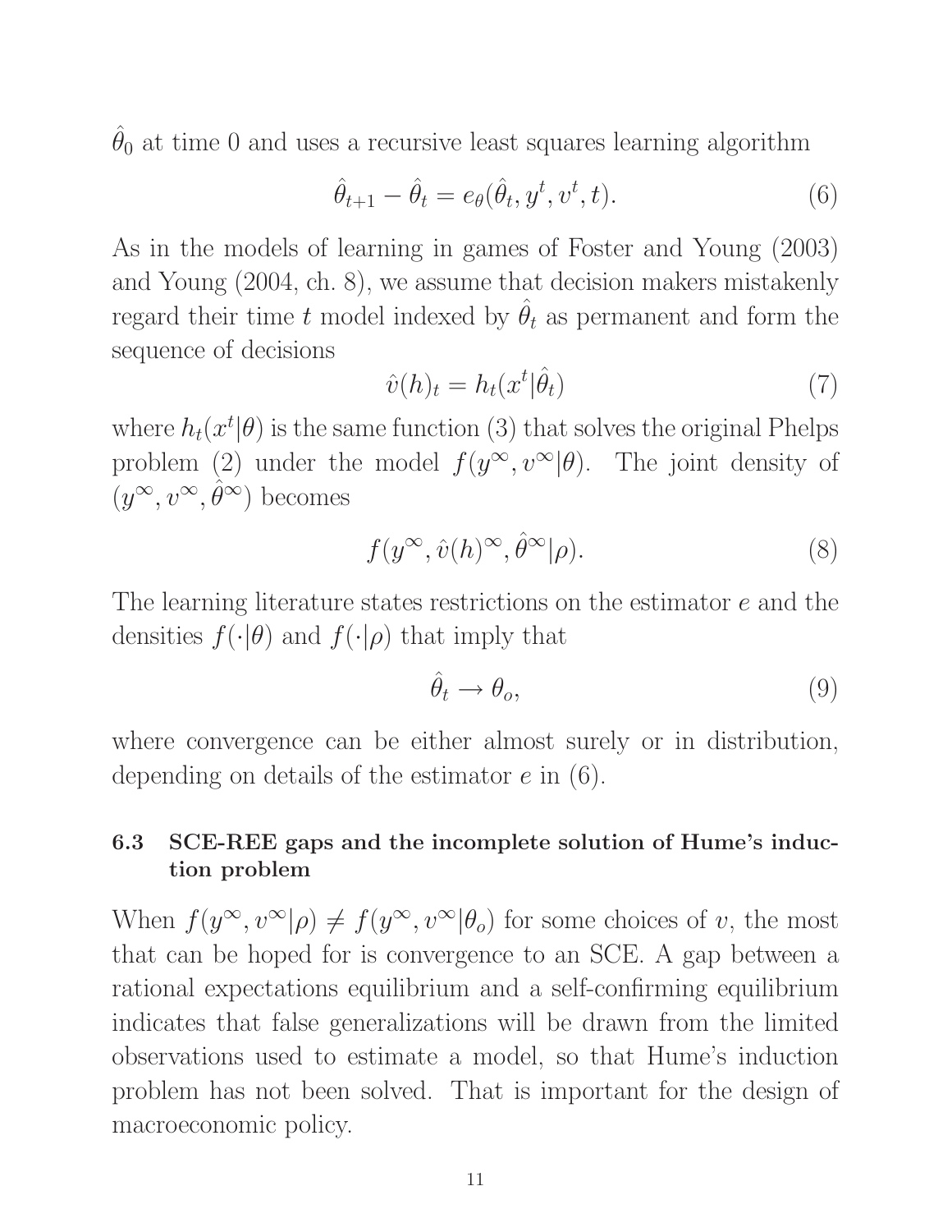$\hat{\theta}_0$ at time 0 and uses a recursive least squares learning algorithm

$$\hat{\theta}_{t+1} - \hat{\theta}_t = e_\theta(\hat{\theta}_t, y^t, v^t, t). \tag{6}$$

As in the models of learning in games of Foster and Young (2003) and Young (2004, ch. 8), we assume that decision makers mistakenly regard their time $t$ model indexed by $\hat{\theta}_t$ as permanent and form the sequence of decisions

$$\hat{v}(h)_t = h_t(x^t|\hat{\theta}_t) \tag{7}$$

where $h_t(x^t|\theta)$ is the same function (3) that solves the original Phelps problem (2) under the model $f(y^\infty, v^\infty|\theta)$. The joint density of $(y^\infty, v^\infty, \hat{\theta}^\infty)$ becomes

$$f(y^\infty, \hat{v}(h)^\infty, \hat{\theta}^\infty|\rho). \tag{8}$$

The learning literature states restrictions on the estimator $e$ and the densities $f(\cdot|\theta)$ and $f(\cdot|\rho)$ that imply that

$$\hat{\theta}_t \to \theta_o, \tag{9}$$

where convergence can be either almost surely or in distribution, depending on details of the estimator $e$ in (6).

### 6.3 SCE-REE gaps and the incomplete solution of Hume's induction problem

When $f(y^\infty, v^\infty|\rho) \neq f(y^\infty, v^\infty|\theta_o)$ for some choices of $v$, the most that can be hoped for is convergence to an SCE. A gap between a rational expectations equilibrium and a self-confirming equilibrium indicates that false generalizations will be drawn from the limited observations used to estimate a model, so that Hume's induction problem has not been solved. That is important for the design of macroeconomic policy.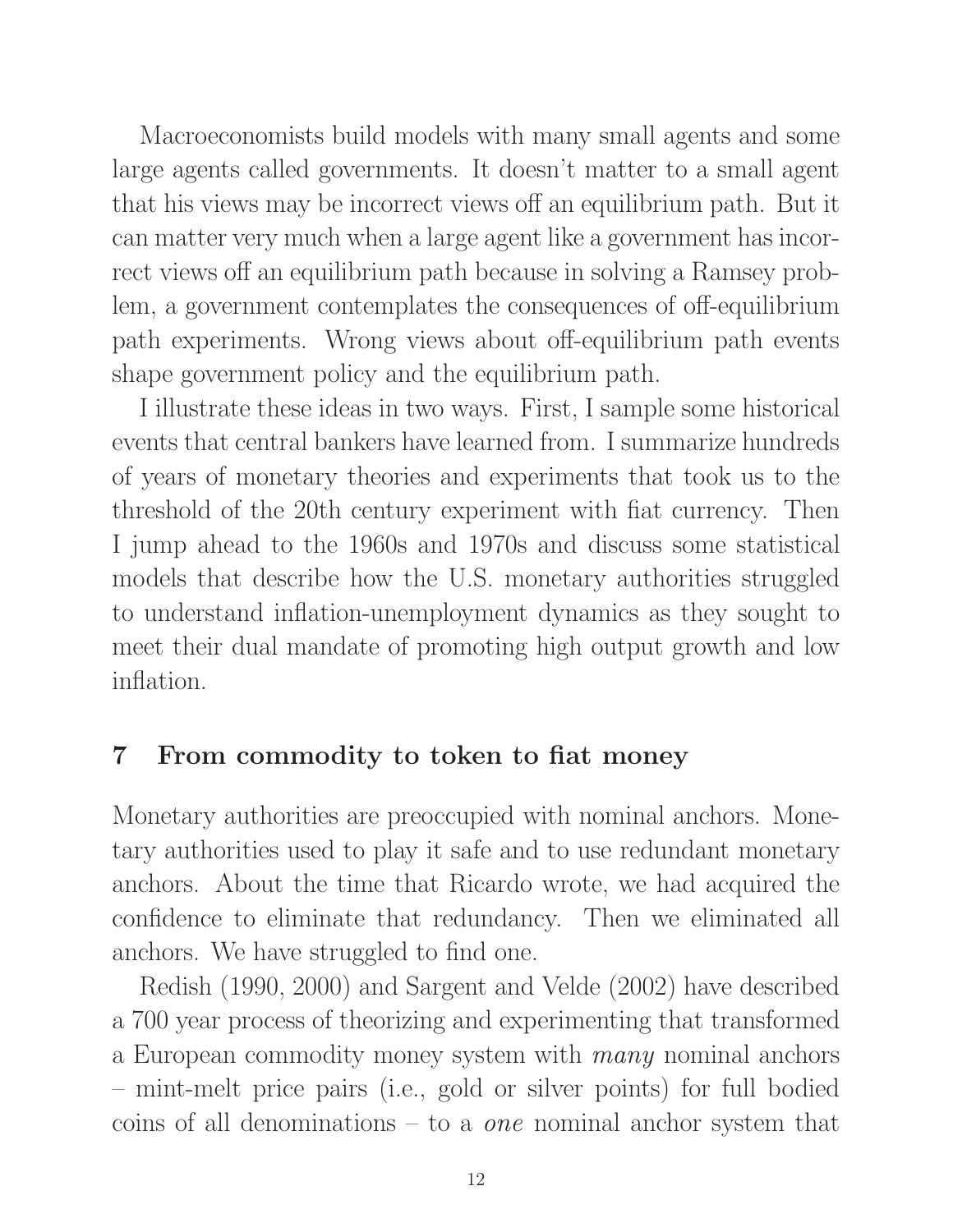Macroeconomists build models with many small agents and some large agents called governments. It doesn't matter to a small agent that his views may be incorrect views off an equilibrium path. But it can matter very much when a large agent like a government has incorrect views off an equilibrium path because in solving a Ramsey problem, a government contemplates the consequences of off-equilibrium path experiments. Wrong views about off-equilibrium path events shape government policy and the equilibrium path.

I illustrate these ideas in two ways. First, I sample some historical events that central bankers have learned from. I summarize hundreds of years of monetary theories and experiments that took us to the threshold of the 20th century experiment with fiat currency. Then I jump ahead to the 1960s and 1970s and discuss some statistical models that describe how the U.S. monetary authorities struggled to understand inflation-unemployment dynamics as they sought to meet their dual mandate of promoting high output growth and low inflation.

## 7 From commodity to token to fiat money

Monetary authorities are preoccupied with nominal anchors. Monetary authorities used to play it safe and to use redundant monetary anchors. About the time that Ricardo wrote, we had acquired the confidence to eliminate that redundancy. Then we eliminated all anchors. We have struggled to find one.

Redish (1990, 2000) and Sargent and Velde (2002) have described a 700 year process of theorizing and experimenting that transformed a European commodity money system with *many* nominal anchors – mint-melt price pairs (i.e., gold or silver points) for full bodied coins of all denominations – to a *one* nominal anchor system that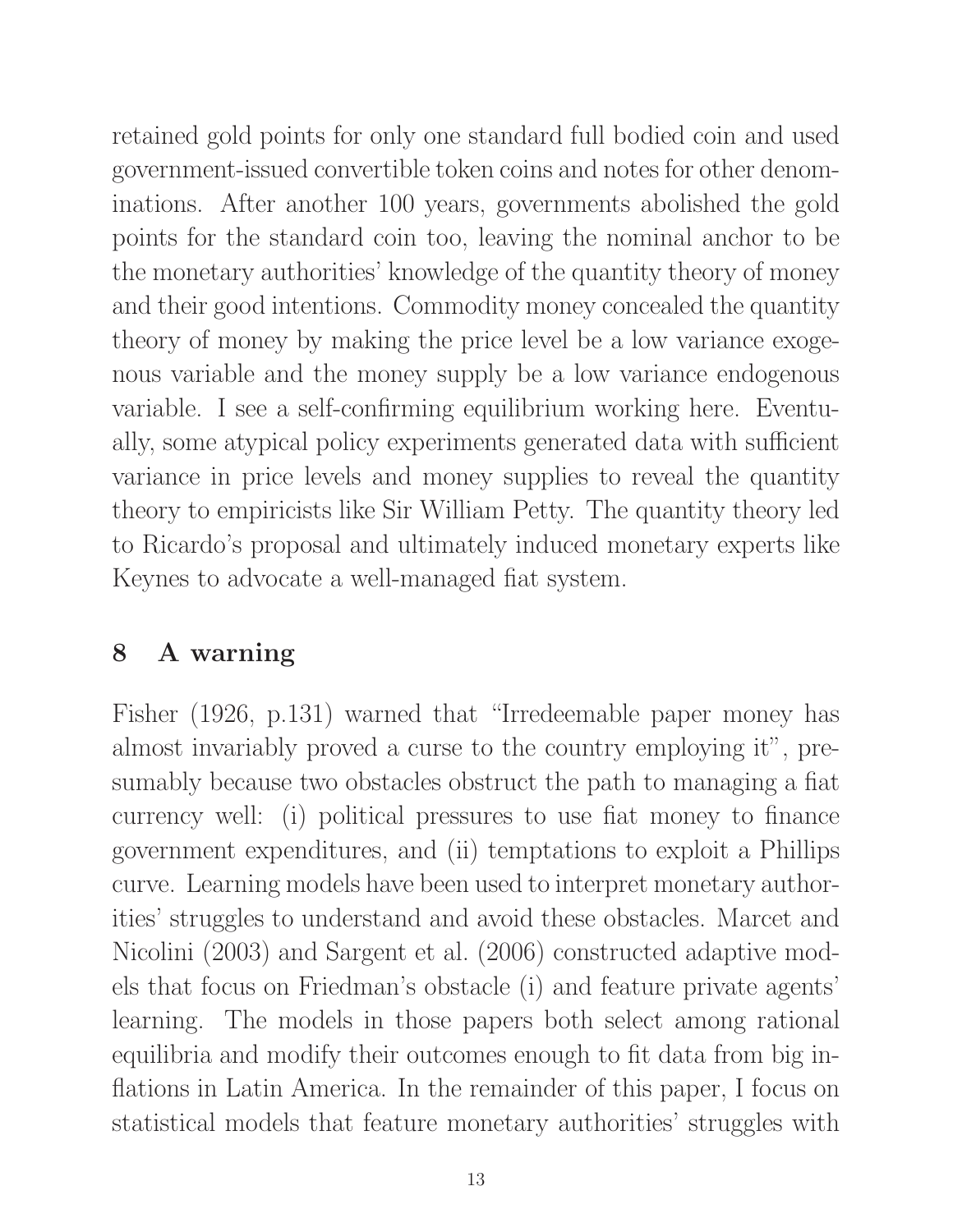retained gold points for only one standard full bodied coin and used government-issued convertible token coins and notes for other denominations. After another 100 years, governments abolished the gold points for the standard coin too, leaving the nominal anchor to be the monetary authorities' knowledge of the quantity theory of money and their good intentions. Commodity money concealed the quantity theory of money by making the price level be a low variance exogenous variable and the money supply be a low variance endogenous variable. I see a self-confirming equilibrium working here. Eventually, some atypical policy experiments generated data with sufficient variance in price levels and money supplies to reveal the quantity theory to empiricists like Sir William Petty. The quantity theory led to Ricardo's proposal and ultimately induced monetary experts like Keynes to advocate a well-managed fiat system.

## 8 A warning

Fisher (1926, p.131) warned that "Irredeemable paper money has almost invariably proved a curse to the country employing it", presumably because two obstacles obstruct the path to managing a fiat currency well: (i) political pressures to use fiat money to finance government expenditures, and (ii) temptations to exploit a Phillips curve. Learning models have been used to interpret monetary authorities' struggles to understand and avoid these obstacles. Marcet and Nicolini (2003) and Sargent et al. (2006) constructed adaptive models that focus on Friedman's obstacle (i) and feature private agents' learning. The models in those papers both select among rational equilibria and modify their outcomes enough to fit data from big inflations in Latin America. In the remainder of this paper, I focus on statistical models that feature monetary authorities' struggles with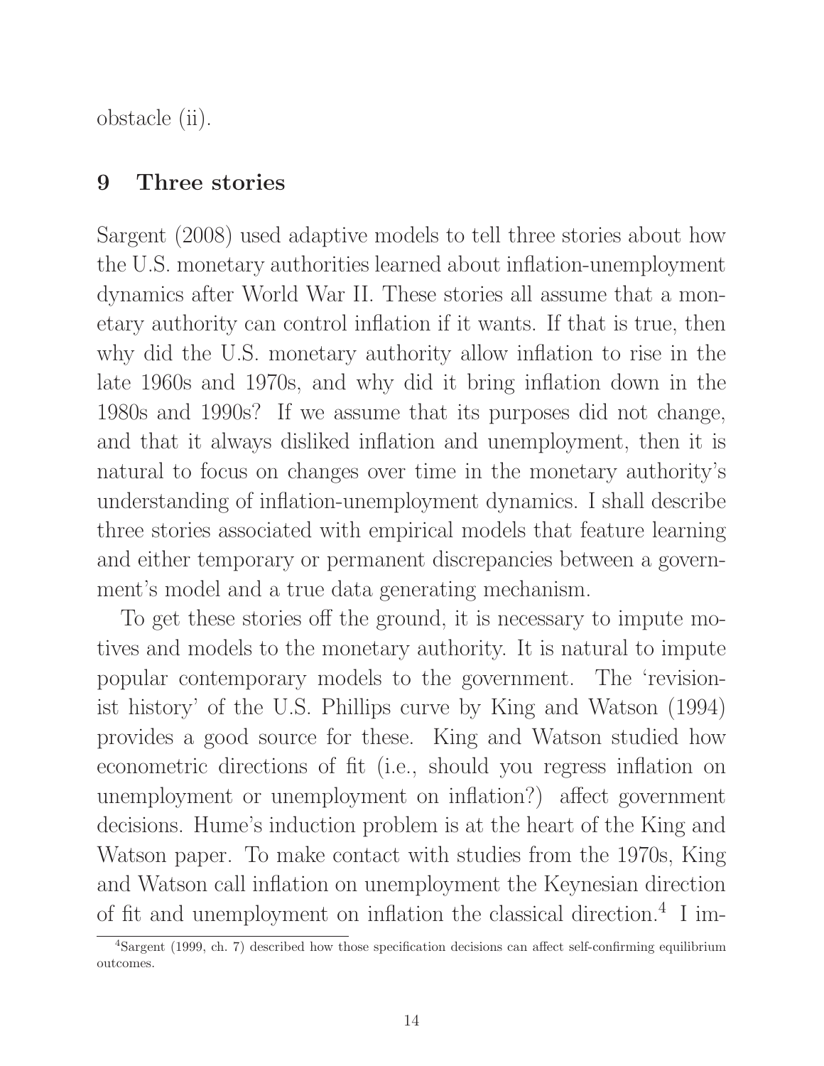obstacle (ii).

## 9 Three stories

Sargent (2008) used adaptive models to tell three stories about how the U.S. monetary authorities learned about inflation-unemployment dynamics after World War II. These stories all assume that a monetary authority can control inflation if it wants. If that is true, then why did the U.S. monetary authority allow inflation to rise in the late 1960s and 1970s, and why did it bring inflation down in the 1980s and 1990s? If we assume that its purposes did not change, and that it always disliked inflation and unemployment, then it is natural to focus on changes over time in the monetary authority's understanding of inflation-unemployment dynamics. I shall describe three stories associated with empirical models that feature learning and either temporary or permanent discrepancies between a government's model and a true data generating mechanism.

To get these stories off the ground, it is necessary to impute motives and models to the monetary authority. It is natural to impute popular contemporary models to the government. The 'revisionist history' of the U.S. Phillips curve by King and Watson (1994) provides a good source for these. King and Watson studied how econometric directions of fit (i.e., should you regress inflation on unemployment or unemployment on inflation?) affect government decisions. Hume's induction problem is at the heart of the King and Watson paper. To make contact with studies from the 1970s, King and Watson call inflation on unemployment the Keynesian direction of fit and unemployment on inflation the classical direction.[4] I im-

[4]Sargent (1999, ch. 7) described how those specification decisions can affect self-confirming equilibrium outcomes.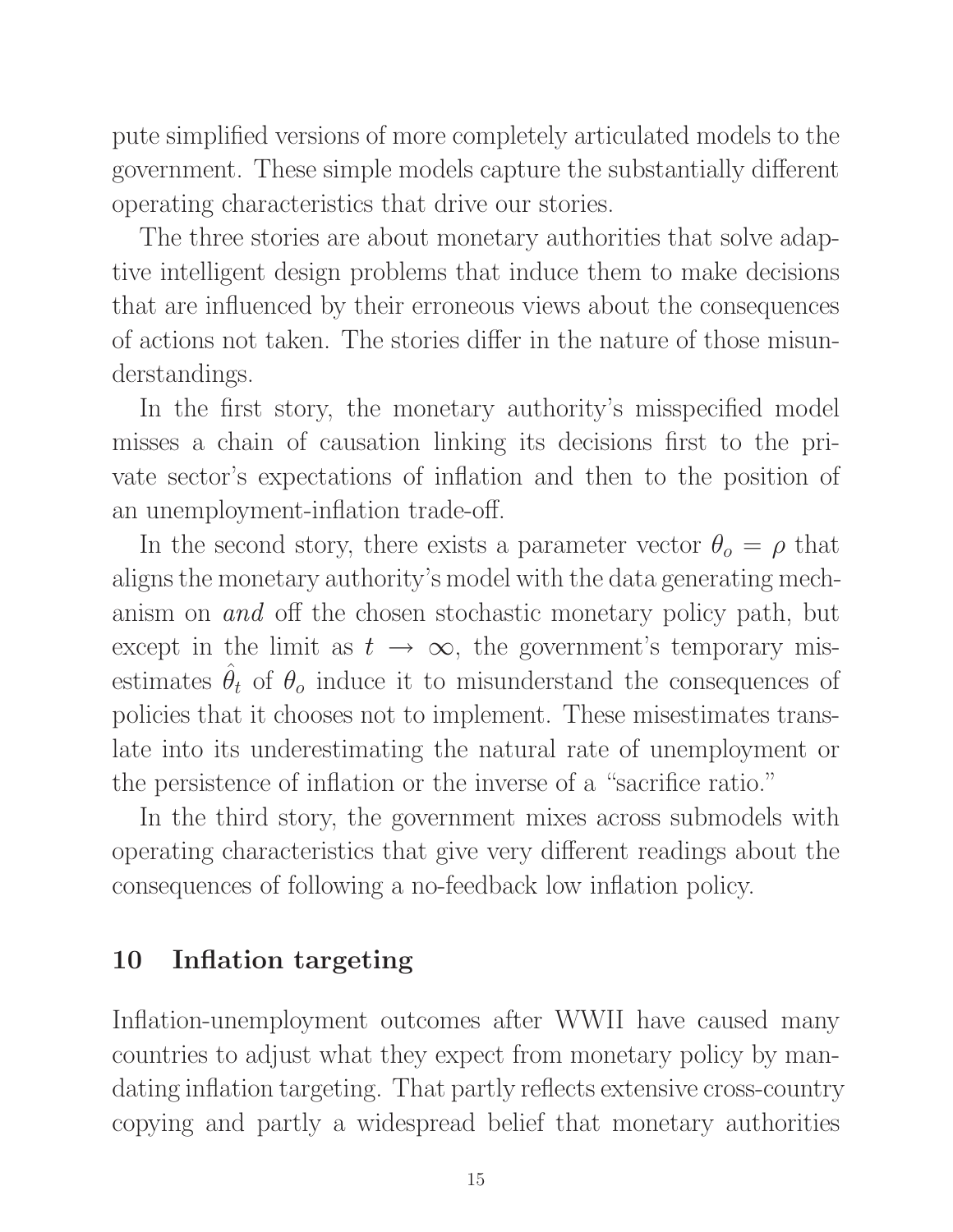pute simplified versions of more completely articulated models to the government. These simple models capture the substantially different operating characteristics that drive our stories.

The three stories are about monetary authorities that solve adaptive intelligent design problems that induce them to make decisions that are influenced by their erroneous views about the consequences of actions not taken. The stories differ in the nature of those misunderstandings.

In the first story, the monetary authority's misspecified model misses a chain of causation linking its decisions first to the private sector's expectations of inflation and then to the position of an unemployment-inflation trade-off.

In the second story, there exists a parameter vector $\theta_o = \rho$ that aligns the monetary authority's model with the data generating mechanism on *and* off the chosen stochastic monetary policy path, but except in the limit as $t \to \infty$, the government's temporary misestimates $\hat{\theta}_t$ of $\theta_o$ induce it to misunderstand the consequences of policies that it chooses not to implement. These misestimates translate into its underestimating the natural rate of unemployment or the persistence of inflation or the inverse of a "sacrifice ratio."

In the third story, the government mixes across submodels with operating characteristics that give very different readings about the consequences of following a no-feedback low inflation policy.

## 10 Inflation targeting

Inflation-unemployment outcomes after WWII have caused many countries to adjust what they expect from monetary policy by mandating inflation targeting. That partly reflects extensive cross-country copying and partly a widespread belief that monetary authorities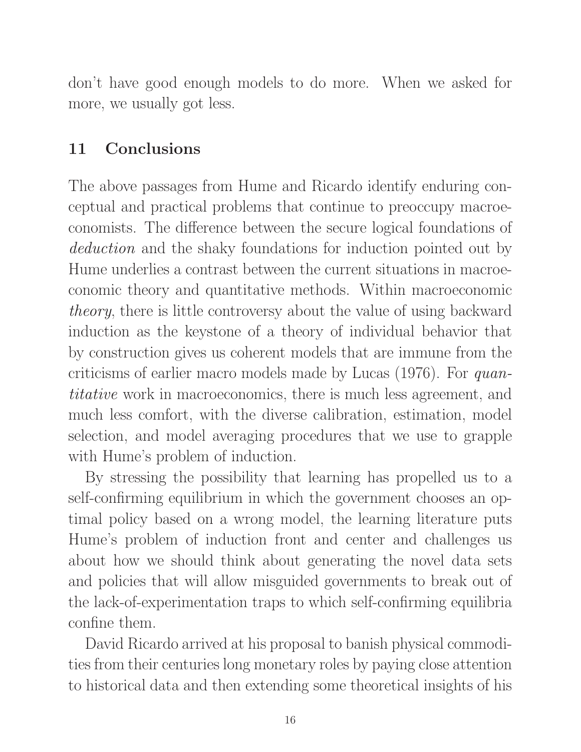don't have good enough models to do more. When we asked for more, we usually got less.

## 11 Conclusions

The above passages from Hume and Ricardo identify enduring conceptual and practical problems that continue to preoccupy macroeconomists. The difference between the secure logical foundations of *deduction* and the shaky foundations for induction pointed out by Hume underlies a contrast between the current situations in macroeconomic theory and quantitative methods. Within macroeconomic *theory*, there is little controversy about the value of using backward induction as the keystone of a theory of individual behavior that by construction gives us coherent models that are immune from the criticisms of earlier macro models made by Lucas (1976). For *quantitative* work in macroeconomics, there is much less agreement, and much less comfort, with the diverse calibration, estimation, model selection, and model averaging procedures that we use to grapple with Hume's problem of induction.

By stressing the possibility that learning has propelled us to a self-confirming equilibrium in which the government chooses an optimal policy based on a wrong model, the learning literature puts Hume's problem of induction front and center and challenges us about how we should think about generating the novel data sets and policies that will allow misguided governments to break out of the lack-of-experimentation traps to which self-confirming equilibria confine them.

David Ricardo arrived at his proposal to banish physical commodities from their centuries long monetary roles by paying close attention to historical data and then extending some theoretical insights of his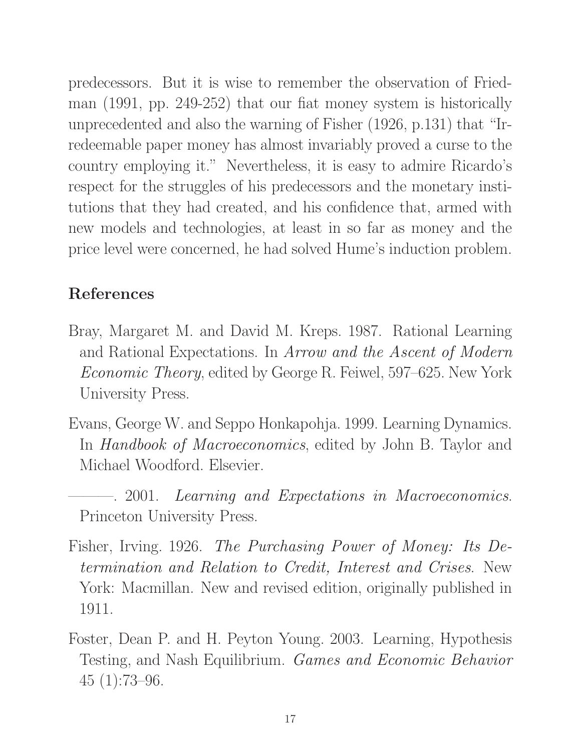predecessors. But it is wise to remember the observation of Friedman (1991, pp. 249-252) that our fiat money system is historically unprecedented and also the warning of Fisher (1926, p.131) that "Irredeemable paper money has almost invariably proved a curse to the country employing it." Nevertheless, it is easy to admire Ricardo's respect for the struggles of his predecessors and the monetary institutions that they had created, and his confidence that, armed with new models and technologies, at least in so far as money and the price level were concerned, he had solved Hume's induction problem.

## References

Bray, Margaret M. and David M. Kreps. 1987. Rational Learning and Rational Expectations. In *Arrow and the Ascent of Modern Economic Theory*, edited by George R. Feiwel, 597–625. New York University Press.

Evans, George W. and Seppo Honkapohja. 1999. Learning Dynamics. In *Handbook of Macroeconomics*, edited by John B. Taylor and Michael Woodford. Elsevier.

———. 2001. *Learning and Expectations in Macroeconomics*. Princeton University Press.

Fisher, Irving. 1926. *The Purchasing Power of Money: Its Determination and Relation to Credit, Interest and Crises*. New York: Macmillan. New and revised edition, originally published in 1911.

Foster, Dean P. and H. Peyton Young. 2003. Learning, Hypothesis Testing, and Nash Equilibrium. *Games and Economic Behavior* 45 (1):73–96.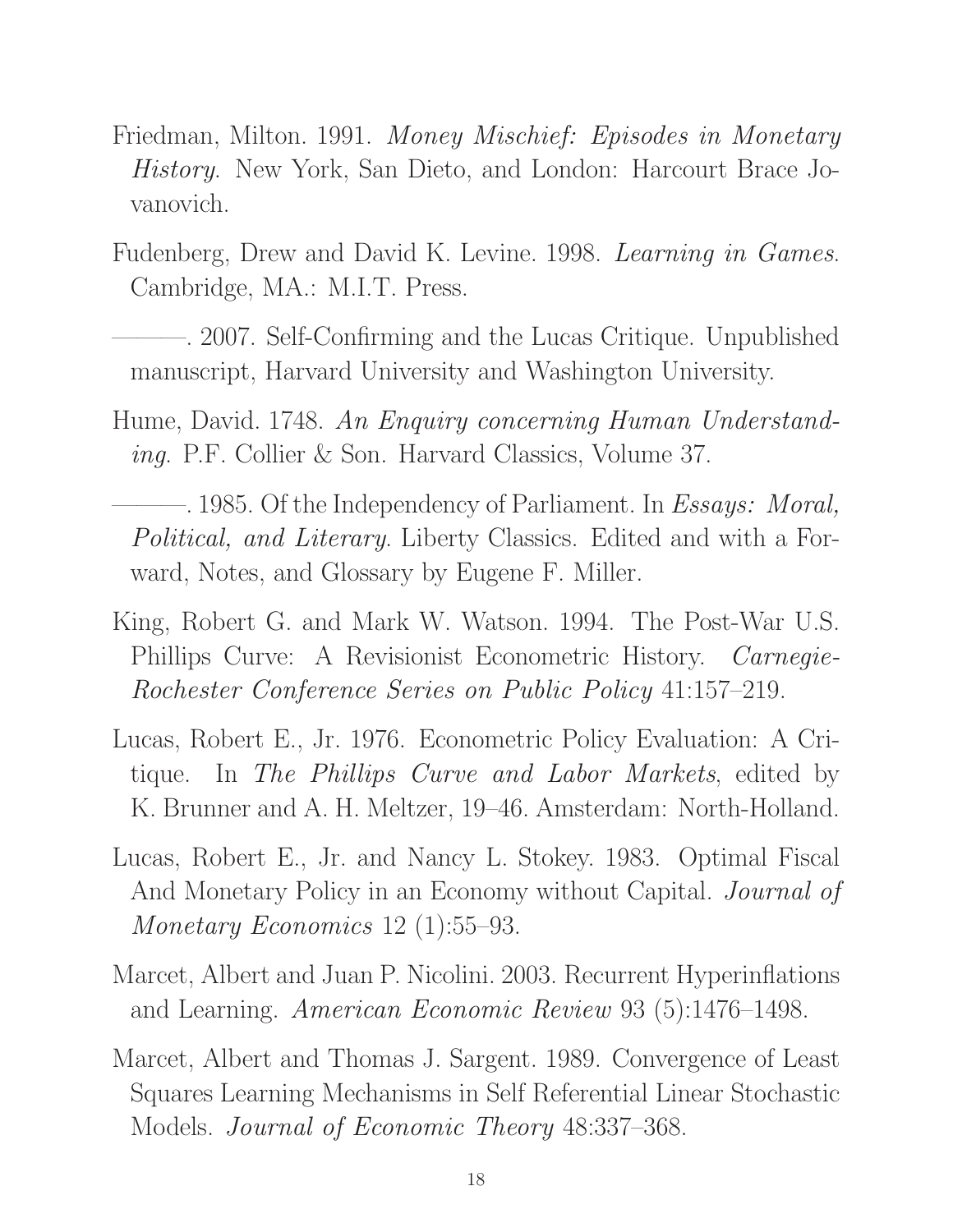Friedman, Milton. 1991. *Money Mischief: Episodes in Monetary History*. New York, San Dieto, and London: Harcourt Brace Jovanovich.

Fudenberg, Drew and David K. Levine. 1998. *Learning in Games*. Cambridge, MA.: M.I.T. Press.

———. 2007. Self-Confirming and the Lucas Critique. Unpublished manuscript, Harvard University and Washington University.

Hume, David. 1748. *An Enquiry concerning Human Understanding*. P.F. Collier & Son. Harvard Classics, Volume 37.

———. 1985. Of the Independency of Parliament. In *Essays: Moral, Political, and Literary*. Liberty Classics. Edited and with a Forward, Notes, and Glossary by Eugene F. Miller.

King, Robert G. and Mark W. Watson. 1994. The Post-War U.S. Phillips Curve: A Revisionist Econometric History. *Carnegie-Rochester Conference Series on Public Policy* 41:157–219.

Lucas, Robert E., Jr. 1976. Econometric Policy Evaluation: A Critique. In *The Phillips Curve and Labor Markets*, edited by K. Brunner and A. H. Meltzer, 19–46. Amsterdam: North-Holland.

Lucas, Robert E., Jr. and Nancy L. Stokey. 1983. Optimal Fiscal And Monetary Policy in an Economy without Capital. *Journal of Monetary Economics* 12 (1):55–93.

Marcet, Albert and Juan P. Nicolini. 2003. Recurrent Hyperinflations and Learning. *American Economic Review* 93 (5):1476–1498.

Marcet, Albert and Thomas J. Sargent. 1989. Convergence of Least Squares Learning Mechanisms in Self Referential Linear Stochastic Models. *Journal of Economic Theory* 48:337–368.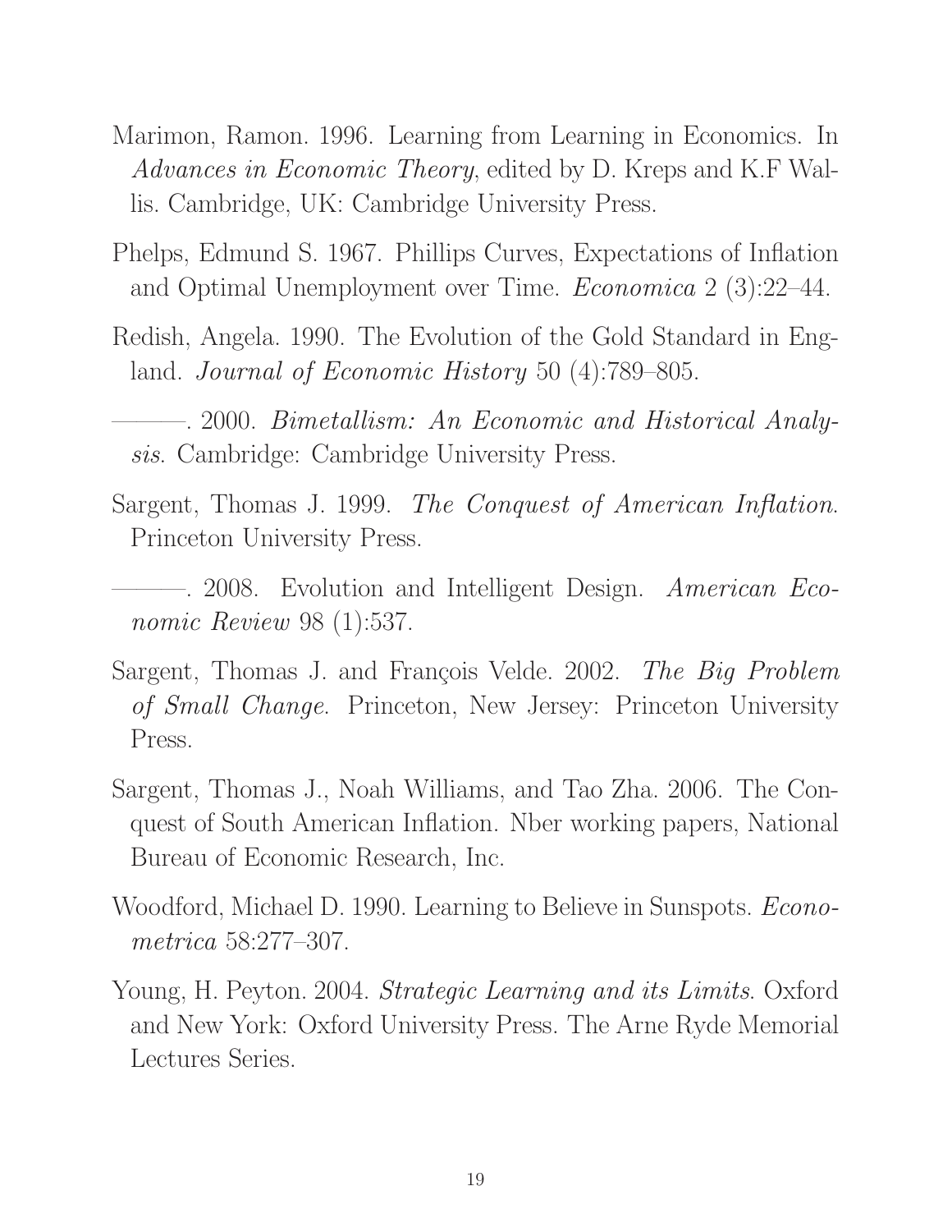Marimon, Ramon. 1996. Learning from Learning in Economics. In *Advances in Economic Theory*, edited by D. Kreps and K.F Wallis. Cambridge, UK: Cambridge University Press.

Phelps, Edmund S. 1967. Phillips Curves, Expectations of Inflation and Optimal Unemployment over Time. *Economica* 2 (3):22–44.

Redish, Angela. 1990. The Evolution of the Gold Standard in England. *Journal of Economic History* 50 (4):789–805.

———. 2000. *Bimetallism: An Economic and Historical Analysis*. Cambridge: Cambridge University Press.

Sargent, Thomas J. 1999. *The Conquest of American Inflation*. Princeton University Press.

———. 2008. Evolution and Intelligent Design. *American Economic Review* 98 (1):537.

Sargent, Thomas J. and François Velde. 2002. *The Big Problem of Small Change*. Princeton, New Jersey: Princeton University Press.

Sargent, Thomas J., Noah Williams, and Tao Zha. 2006. The Conquest of South American Inflation. Nber working papers, National Bureau of Economic Research, Inc.

Woodford, Michael D. 1990. Learning to Believe in Sunspots. *Econometrica* 58:277–307.

Young, H. Peyton. 2004. *Strategic Learning and its Limits*. Oxford and New York: Oxford University Press. The Arne Ryde Memorial Lectures Series.